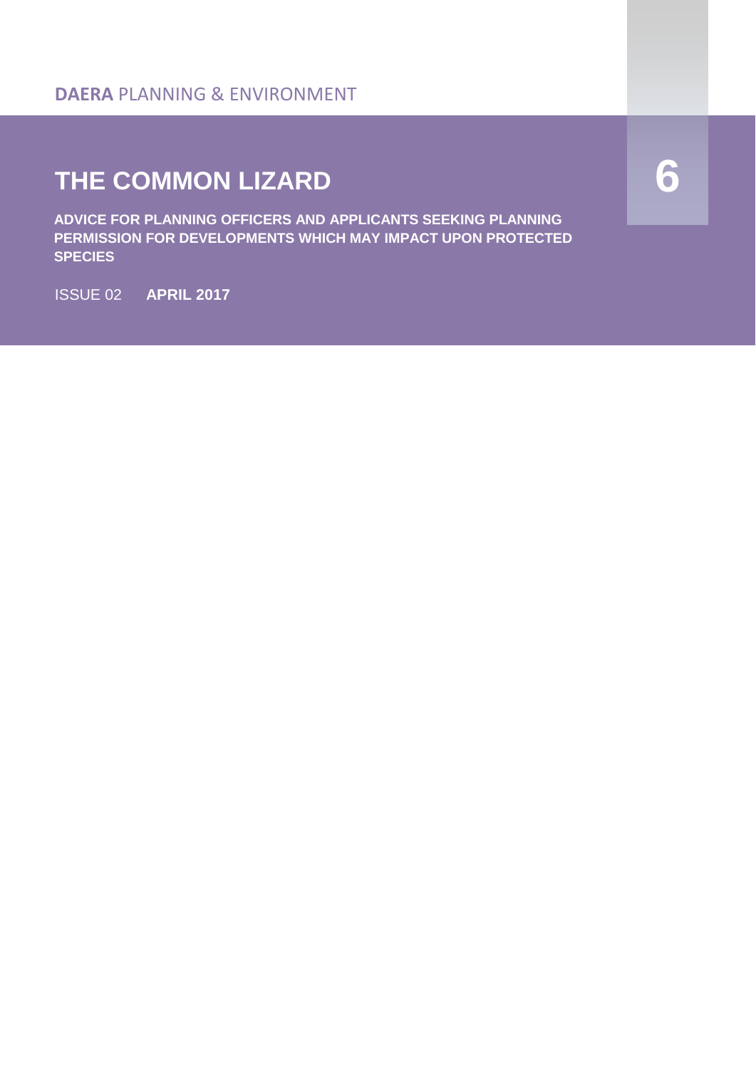**DAERA** PLANNING & ENVIRONMENT

# THE COMMON LIZARD

6

**ADVICE FOR PLANNING OFFICERS AND APPLICANTS SEEKING PLANNING PERMISSION FOR DEVELOPMENTS WHICH MAY IMPACT UPON PROTECTED SPECIES**

ISSUE 02 **APRIL 2017**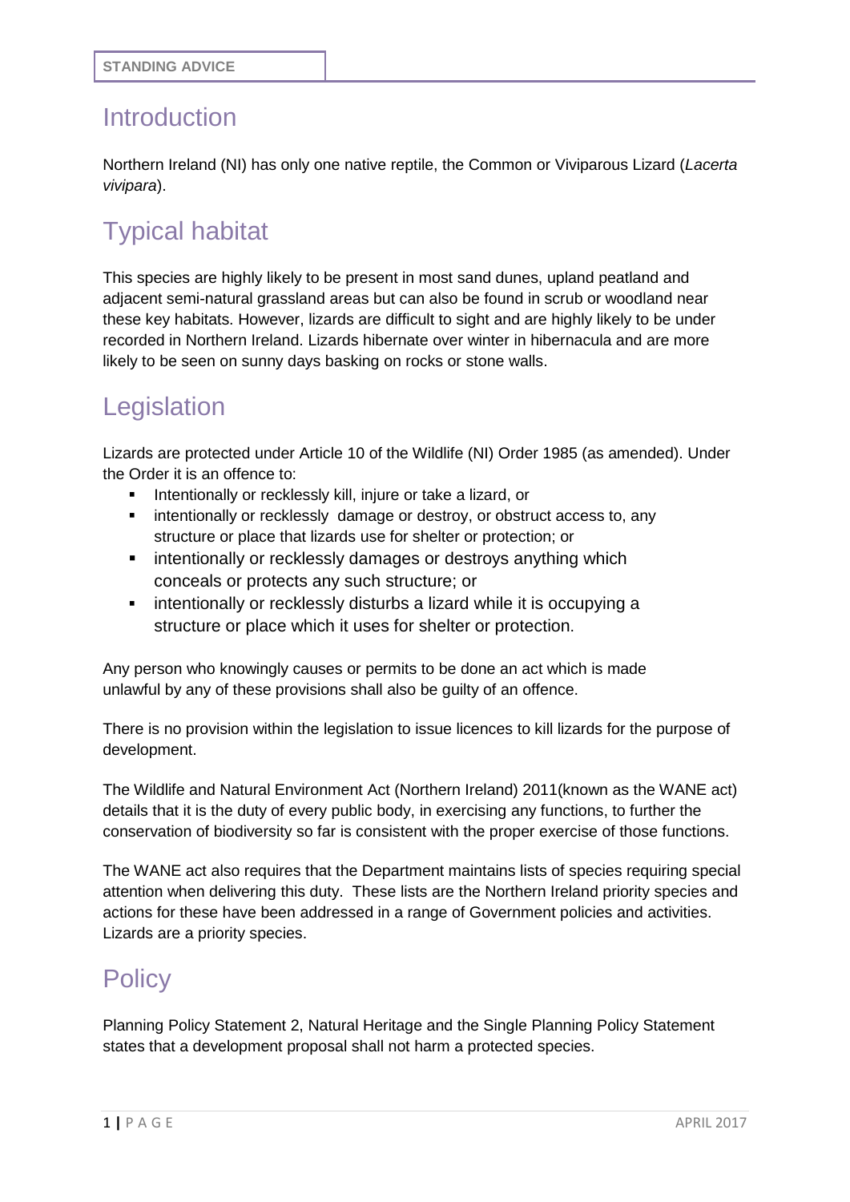STANDING ADVICE

## Introduction

Northern Ireland (NI) has only one native reptile, the Common or Viviparous Lizard (*Lacerta vivipara*).

## Typical habitat

This species are highly likely to be present in most sand dunes, upland peatland and adjacent semi-natural grassland areas but can also be found in scrub or woodland near these key habitats. However, lizards are difficult to sight and are highly likely to be under recorded in Northern Ireland. Lizards hibernate over winter in hibernacula and are more likely to be seen on sunny days basking on rocks or stone walls.

## Legislation

Lizards are protected under Article 10 of the Wildlife (NI) Order 1985 (as amended). Under the Order it is an offence to:

- Intentionally or recklessly kill, injure or take a lizard, or
- intentionally or recklessly damage or destroy, or obstruct access to, any structure or place that lizards use for shelter or protection; or
- intentionally or recklessly damages or destroys anything which conceals or protects any such structure; or
- intentionally or recklessly disturbs a lizard while it is occupying a structure or place which it uses for shelter or protection.

Any person who knowingly causes or permits to be done an act which is made unlawful by any of these provisions shall also be guilty of an offence.

There is no provision within the legislation to issue licences to kill lizards for the purpose of development.

The Wildlife and Natural Environment Act (Northern Ireland) 2011(known as the WANE act) details that it is the duty of every public body, in exercising any functions, to further the conservation of biodiversity so far is consistent with the proper exercise of those functions.

The WANE act also requires that the Department maintains lists of species requiring special attention when delivering this duty. These lists are the Northern Ireland priority species and actions for these have been addressed in a range of Government policies and activities. Lizards are a priority species.

## Policy

Planning Policy Statement 2, Natural Heritage and the Single Planning Policy Statement states that a development proposal shall not harm a protected species.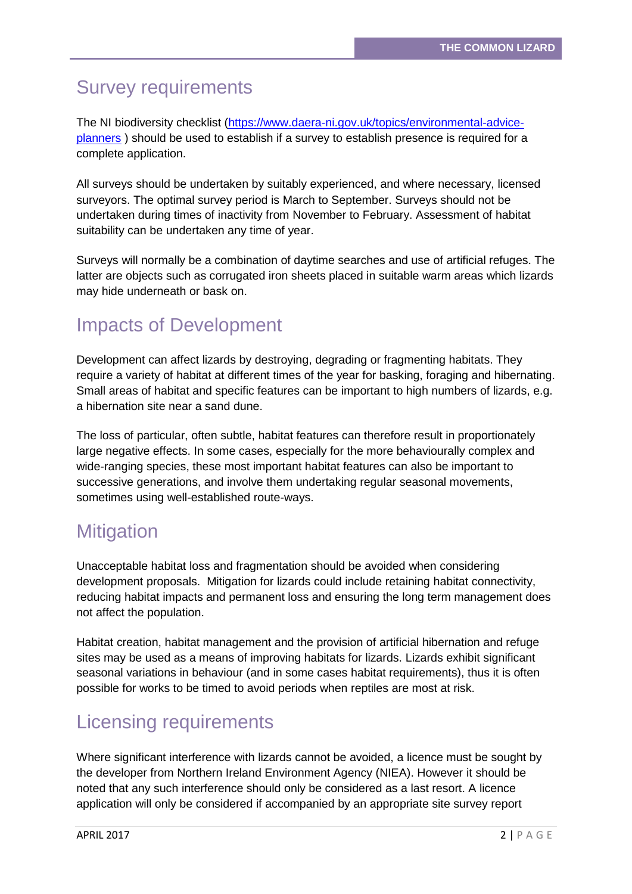## Survey requirements

The NI biodiversity checklist ([https://www.daera-ni.gov.uk/topics/environmental-advice-planners](https://www.daera-ni.gov.uk/topics/environmental-advice-planners) ) should be used to establish if a survey to establish presence is required for a complete application.

All surveys should be undertaken by suitably experienced, and where necessary, licensed surveyors. The optimal survey period is March to September. Surveys should not be undertaken during times of inactivity from November to February. Assessment of habitat suitability can be undertaken any time of year.

Surveys will normally be a combination of daytime searches and use of artificial refuges. The latter are objects such as corrugated iron sheets placed in suitable warm areas which lizards may hide underneath or bask on.

## Impacts of Development

Development can affect lizards by destroying, degrading or fragmenting habitats. They require a variety of habitat at different times of the year for basking, foraging and hibernating. Small areas of habitat and specific features can be important to high numbers of lizards, e.g. a hibernation site near a sand dune.

The loss of particular, often subtle, habitat features can therefore result in proportionately large negative effects. In some cases, especially for the more behaviourally complex and wide-ranging species, these most important habitat features can also be important to successive generations, and involve them undertaking regular seasonal movements, sometimes using well-established route-ways.

## Mitigation

Unacceptable habitat loss and fragmentation should be avoided when considering development proposals. Mitigation for lizards could include retaining habitat connectivity, reducing habitat impacts and permanent loss and ensuring the long term management does not affect the population.

Habitat creation, habitat management and the provision of artificial hibernation and refuge sites may be used as a means of improving habitats for lizards. Lizards exhibit significant seasonal variations in behaviour (and in some cases habitat requirements), thus it is often possible for works to be timed to avoid periods when reptiles are most at risk.

## Licensing requirements

Where significant interference with lizards cannot be avoided, a licence must be sought by the developer from Northern Ireland Environment Agency (NIEA). However it should be noted that any such interference should only be considered as a last resort. A licence application will only be considered if accompanied by an appropriate site survey report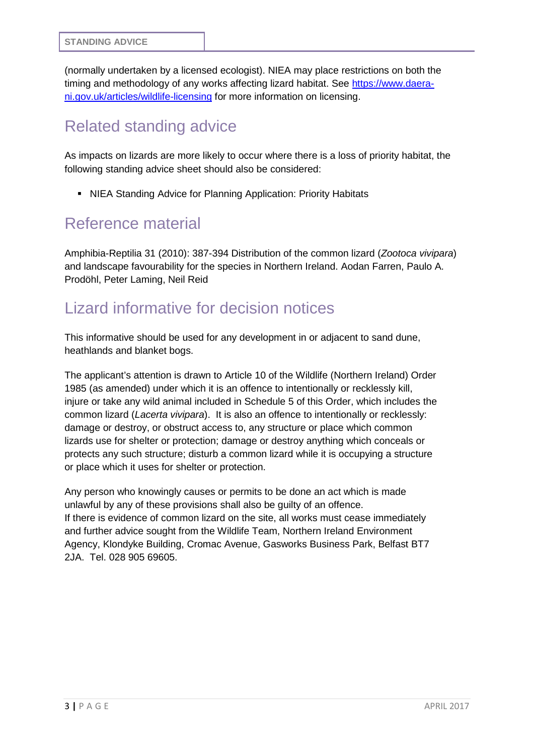(normally undertaken by a licensed ecologist). NIEA may place restrictions on both the timing and methodology of any works affecting lizard habitat. See [https://www.daera-ni.gov.uk/articles/wildlife-licensing](https://www.daera-ni.gov.uk/articles/wildlife-licensing) for more information on licensing.

## Related standing advice

As impacts on lizards are more likely to occur where there is a loss of priority habitat, the following standing advice sheet should also be considered:

- NIEA Standing Advice for Planning Application: Priority Habitats

## Reference material

Amphibia-Reptilia 31 (2010): 387-394 Distribution of the common lizard (*Zootoca vivipara*) and landscape favourability for the species in Northern Ireland. Aodan Farren, Paulo A. Prodöhl, Peter Laming, Neil Reid

## Lizard informative for decision notices

This informative should be used for any development in or adjacent to sand dune, heathlands and blanket bogs.

The applicant's attention is drawn to Article 10 of the Wildlife (Northern Ireland) Order 1985 (as amended) under which it is an offence to intentionally or recklessly kill, injure or take any wild animal included in Schedule 5 of this Order, which includes the common lizard (*Lacerta vivipara*). It is also an offence to intentionally or recklessly: damage or destroy, or obstruct access to, any structure or place which common lizards use for shelter or protection; damage or destroy anything which conceals or protects any such structure; disturb a common lizard while it is occupying a structure or place which it uses for shelter or protection.

Any person who knowingly causes or permits to be done an act which is made unlawful by any of these provisions shall also be guilty of an offence.
If there is evidence of common lizard on the site, all works must cease immediately and further advice sought from the Wildlife Team, Northern Ireland Environment Agency, Klondyke Building, Cromac Avenue, Gasworks Business Park, Belfast BT7 2JA. Tel. 028 905 69605.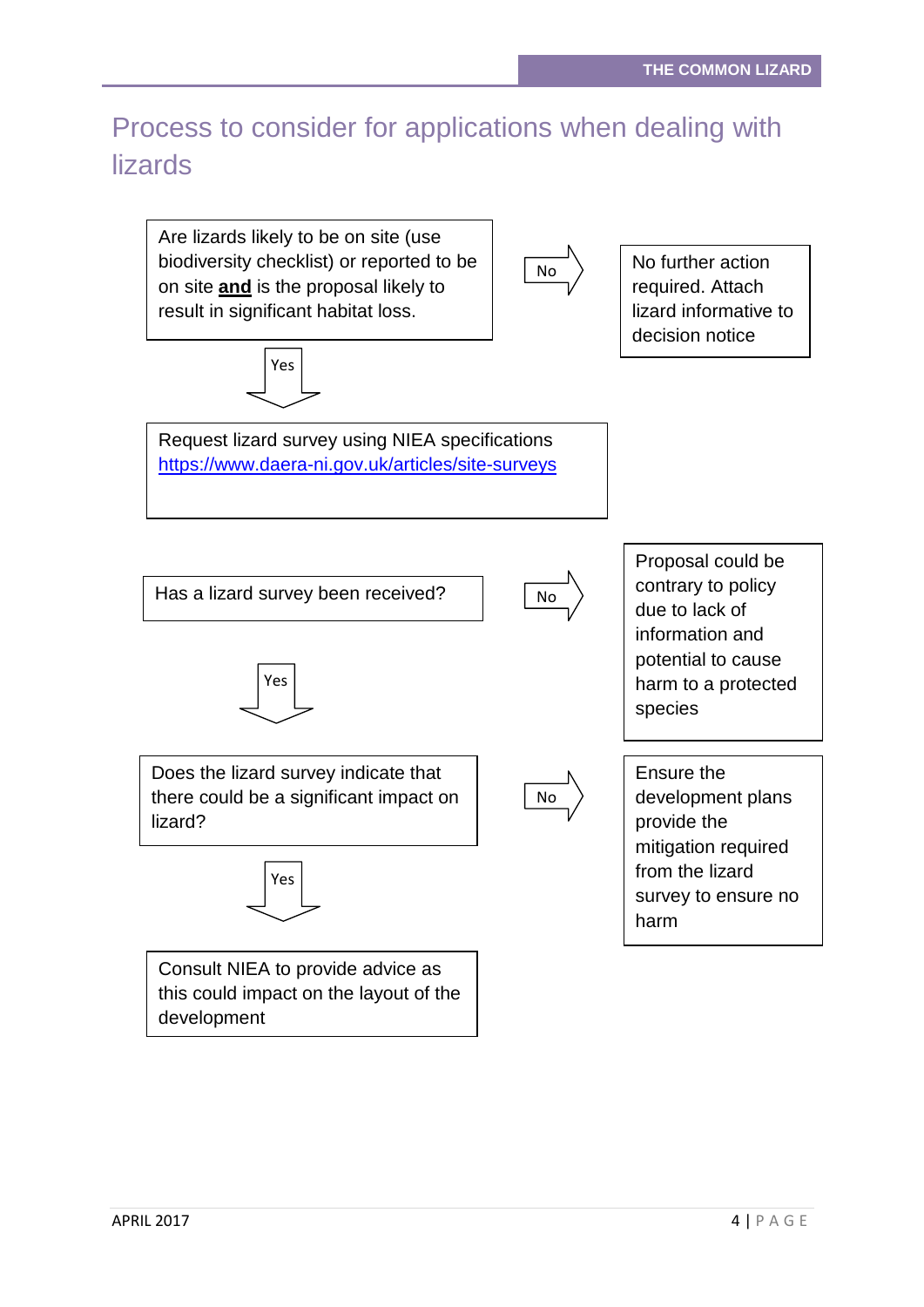# Process to consider for applications when dealing with lizards

Are lizards likely to be on site (use biodiversity checklist) or reported to be on site **and** is the proposal likely to result in significant habitat loss.

No → No further action required. Attach lizard informative to decision notice

Yes ↓

Request lizard survey using NIEA specifications [https://www.daera-ni.gov.uk/articles/site-surveys](https://www.daera-ni.gov.uk/articles/site-surveys)

Has a lizard survey been received?

No → Proposal could be contrary to policy due to lack of information and potential to cause harm to a protected species

Yes ↓

Does the lizard survey indicate that there could be a significant impact on lizard?

No → Ensure the development plans provide the mitigation required from the lizard survey to ensure no harm

Yes ↓

Consult NIEA to provide advice as this could impact on the layout of the development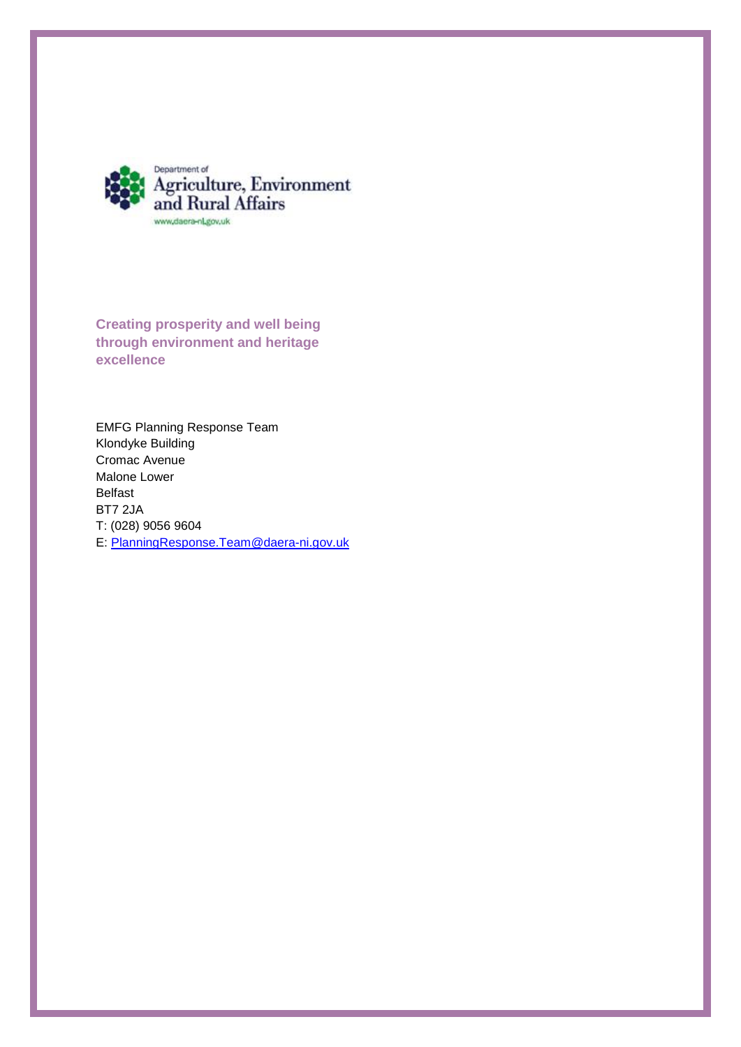Department of
Agriculture, Environment
and Rural Affairs
www.daera-ni.gov.uk

**Creating prosperity and well being through environment and heritage excellence**

EMFG Planning Response Team
Klondyke Building
Cromac Avenue
Malone Lower
Belfast
BT7 2JA
T: (028) 9056 9604
E: PlanningResponse.Team@daera-ni.gov.uk